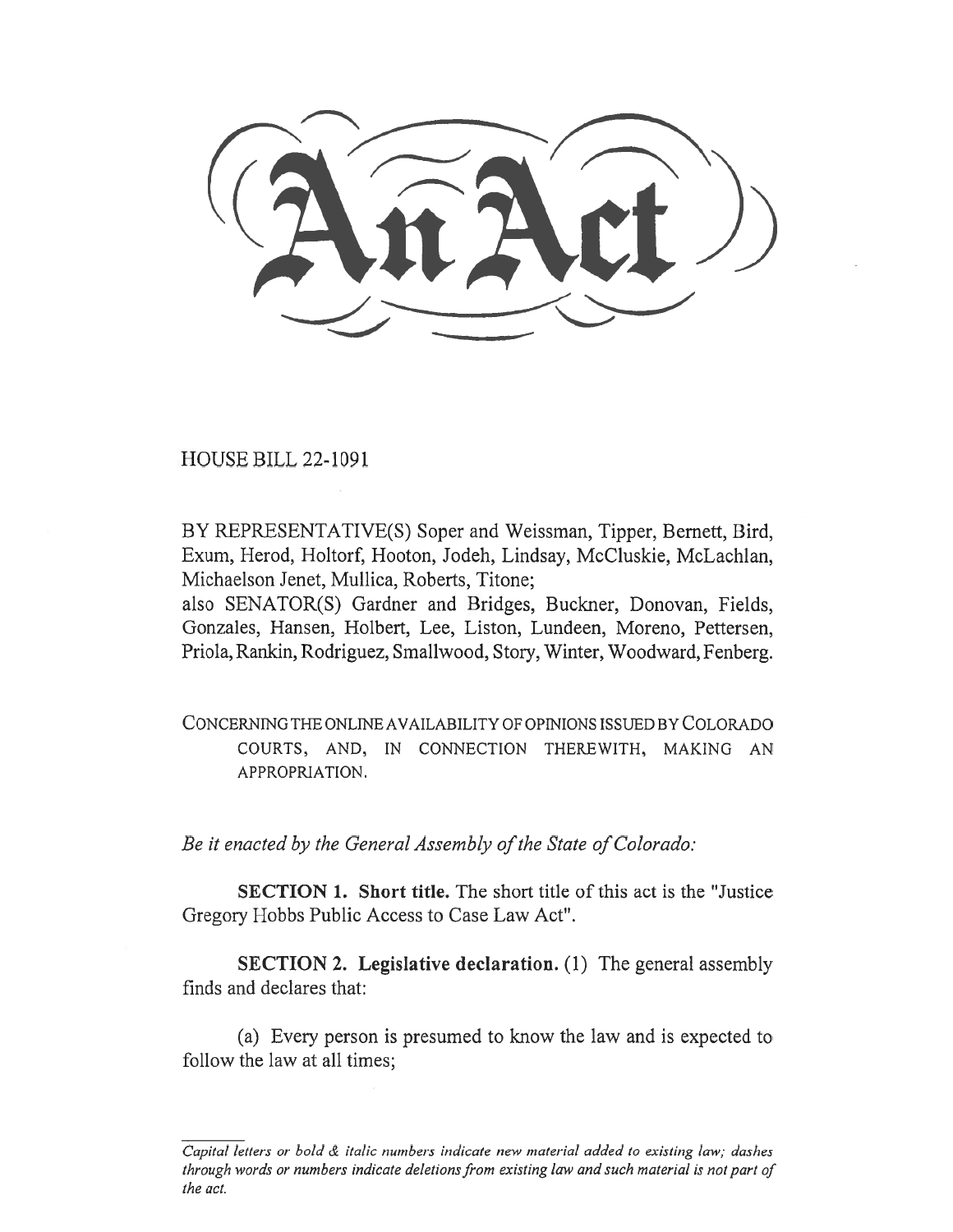# An Act

HOUSE BILL 22-1091

BY REPRESENTATIVE(S) Soper and Weissman, Tipper, Bernett, Bird, Exum, Herod, Holtorf, Hooton, Jodeh, Lindsay, McCluskie, McLachlan, Michaelson Jenet, Mullica, Roberts, Titone;
also SENATOR(S) Gardner and Bridges, Buckner, Donovan, Fields, Gonzales, Hansen, Holbert, Lee, Liston, Lundeen, Moreno, Pettersen, Priola, Rankin, Rodriguez, Smallwood, Story, Winter, Woodward, Fenberg.

CONCERNING THE ONLINE AVAILABILITY OF OPINIONS ISSUED BY COLORADO COURTS, AND, IN CONNECTION THEREWITH, MAKING AN APPROPRIATION.

*Be it enacted by the General Assembly of the State of Colorado:*

**SECTION 1. Short title.** The short title of this act is the "Justice Gregory Hobbs Public Access to Case Law Act".

**SECTION 2. Legislative declaration.** (1) The general assembly finds and declares that:

(a) Every person is presumed to know the law and is expected to follow the law at all times;

---

*Capital letters or bold & italic numbers indicate new material added to existing law; dashes through words or numbers indicate deletions from existing law and such material is not part of the act.*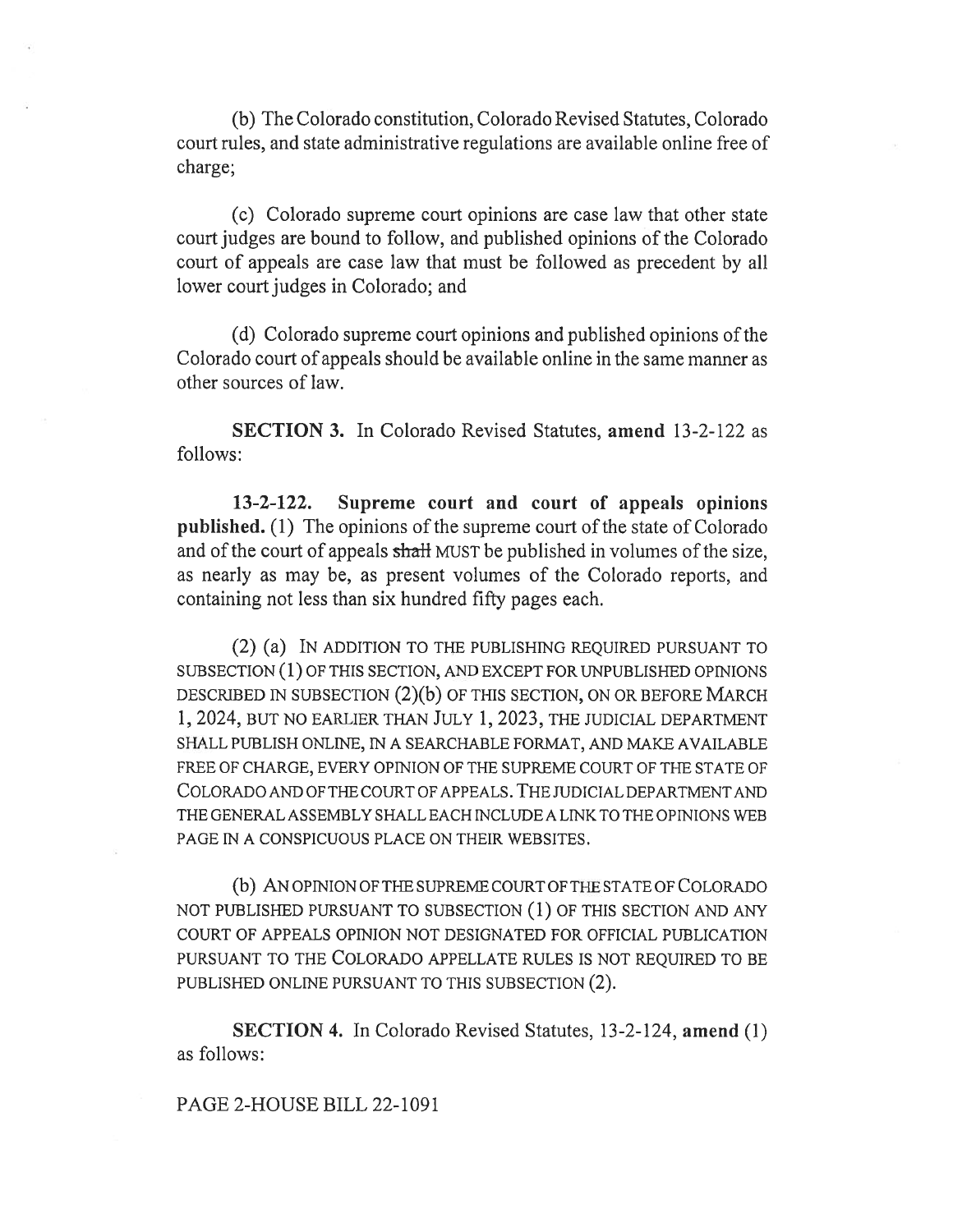(b) The Colorado constitution, Colorado Revised Statutes, Colorado court rules, and state administrative regulations are available online free of charge;

(c) Colorado supreme court opinions are case law that other state court judges are bound to follow, and published opinions of the Colorado court of appeals are case law that must be followed as precedent by all lower court judges in Colorado; and

(d) Colorado supreme court opinions and published opinions of the Colorado court of appeals should be available online in the same manner as other sources of law.

**SECTION 3.** In Colorado Revised Statutes, **amend** 13-2-122 as follows:

**13-2-122. Supreme court and court of appeals opinions published.** (1) The opinions of the supreme court of the state of Colorado and of the court of appeals ~~shall~~ MUST be published in volumes of the size, as nearly as may be, as present volumes of the Colorado reports, and containing not less than six hundred fifty pages each.

(2) (a) IN ADDITION TO THE PUBLISHING REQUIRED PURSUANT TO SUBSECTION (1) OF THIS SECTION, AND EXCEPT FOR UNPUBLISHED OPINIONS DESCRIBED IN SUBSECTION (2)(b) OF THIS SECTION, ON OR BEFORE MARCH 1, 2024, BUT NO EARLIER THAN JULY 1, 2023, THE JUDICIAL DEPARTMENT SHALL PUBLISH ONLINE, IN A SEARCHABLE FORMAT, AND MAKE AVAILABLE FREE OF CHARGE, EVERY OPINION OF THE SUPREME COURT OF THE STATE OF COLORADO AND OF THE COURT OF APPEALS. THE JUDICIAL DEPARTMENT AND THE GENERAL ASSEMBLY SHALL EACH INCLUDE A LINK TO THE OPINIONS WEB PAGE IN A CONSPICUOUS PLACE ON THEIR WEBSITES.

(b) AN OPINION OF THE SUPREME COURT OF THE STATE OF COLORADO NOT PUBLISHED PURSUANT TO SUBSECTION (1) OF THIS SECTION AND ANY COURT OF APPEALS OPINION NOT DESIGNATED FOR OFFICIAL PUBLICATION PURSUANT TO THE COLORADO APPELLATE RULES IS NOT REQUIRED TO BE PUBLISHED ONLINE PURSUANT TO THIS SUBSECTION (2).

**SECTION 4.** In Colorado Revised Statutes, 13-2-124, **amend** (1) as follows: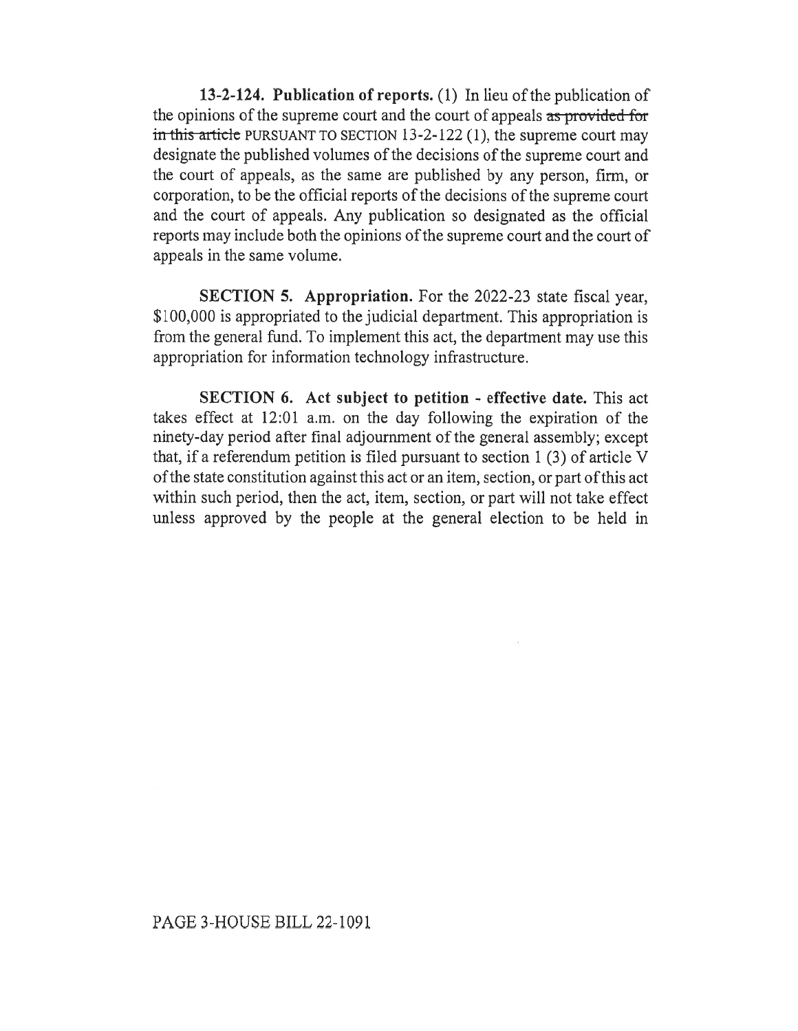**13-2-124. Publication of reports.** (1) In lieu of the publication of the opinions of the supreme court and the court of appeals ~~as provided for in this article~~ PURSUANT TO SECTION 13-2-122 (1), the supreme court may designate the published volumes of the decisions of the supreme court and the court of appeals, as the same are published by any person, firm, or corporation, to be the official reports of the decisions of the supreme court and the court of appeals. Any publication so designated as the official reports may include both the opinions of the supreme court and the court of appeals in the same volume.

**SECTION 5. Appropriation.** For the 2022-23 state fiscal year, $100,000 is appropriated to the judicial department. This appropriation is from the general fund. To implement this act, the department may use this appropriation for information technology infrastructure.

**SECTION 6. Act subject to petition - effective date.** This act takes effect at 12:01 a.m. on the day following the expiration of the ninety-day period after final adjournment of the general assembly; except that, if a referendum petition is filed pursuant to section 1 (3) of article V of the state constitution against this act or an item, section, or part of this act within such period, then the act, item, section, or part will not take effect unless approved by the people at the general election to be held in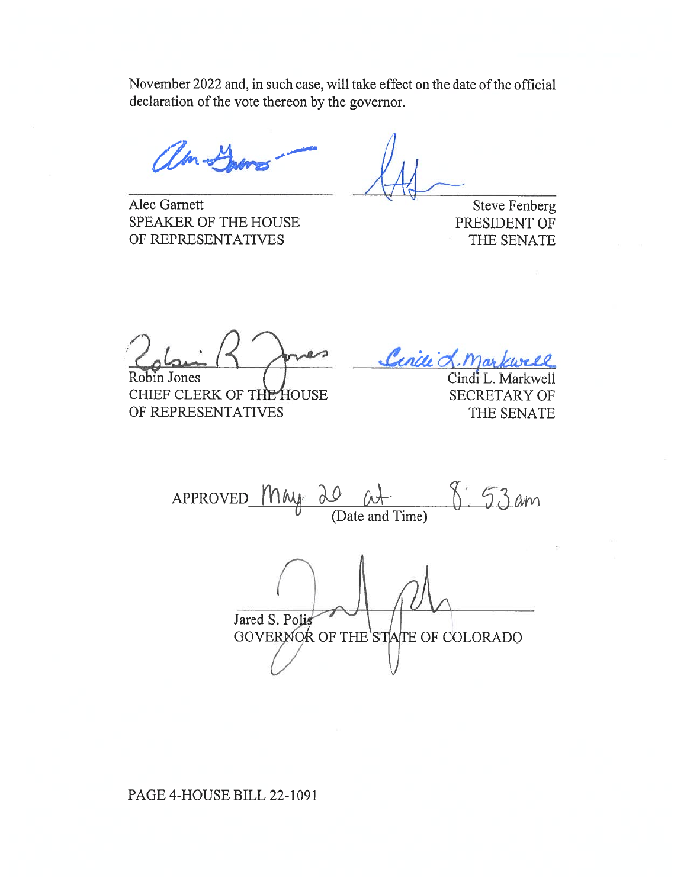November 2022 and, in such case, will take effect on the date of the official declaration of the vote thereon by the governor.

Alec Garnett
SPEAKER OF THE HOUSE
OF REPRESENTATIVES

Steve Fenberg
PRESIDENT OF
THE SENATE

Robin Jones
CHIEF CLERK OF THE HOUSE
OF REPRESENTATIVES

Cindi L. Markwell
SECRETARY OF
THE SENATE

APPROVED May 20 at 8:53 am
(Date and Time)

Jared S. Polis
GOVERNOR OF THE STATE OF COLORADO

PAGE 4-HOUSE BILL 22-1091